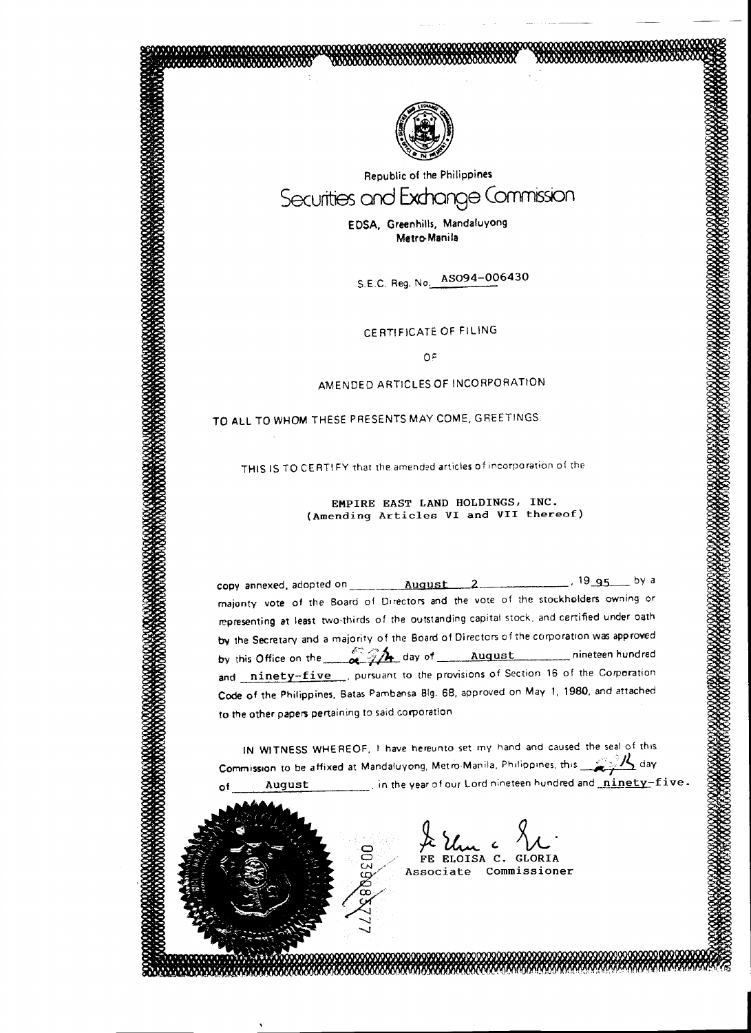Republic of the Philippines

# Securities and Exchange Commission

**EDSA, Greenhills, Mandaluyong**
**Metro-Manila**

S.E.C. Reg. No. AS094-006430

## CERTIFICATE OF FILING

OF

## AMENDED ARTICLES OF INCORPORATION

TO ALL TO WHOM THESE PRESENTS MAY COME, GREETINGS:

THIS IS TO CERTIFY that the amended articles of incorporation of the

**EMPIRE EAST LAND HOLDINGS, INC.**
**(Amending Articles VI and VII thereof)**

copy annexed, adopted on August 2, 1995 by a majority vote of the Board of Directors and the vote of the stockholders owning or representing at least two-thirds of the outstanding capital stock, and certified under oath by the Secretary and a majority of the Board of Directors of the corporation was approved by this Office on the 24th day of August nineteen hundred and ninety-five, pursuant to the provisions of Section 16 of the Corporation Code of the Philippines, Batas Pambansa Blg. 68, approved on May 1, 1980, and attached to the other papers pertaining to said corporation.

IN WITNESS WHEREOF, I have hereunto set my hand and caused the seal of this Commission to be affixed at Mandaluyong, Metro-Manila, Philippines, this 24 day of August, in the year of our Lord nineteen hundred and ninety-five.

FE ELOISA C. GLORIA
Associate Commissioner

0039683777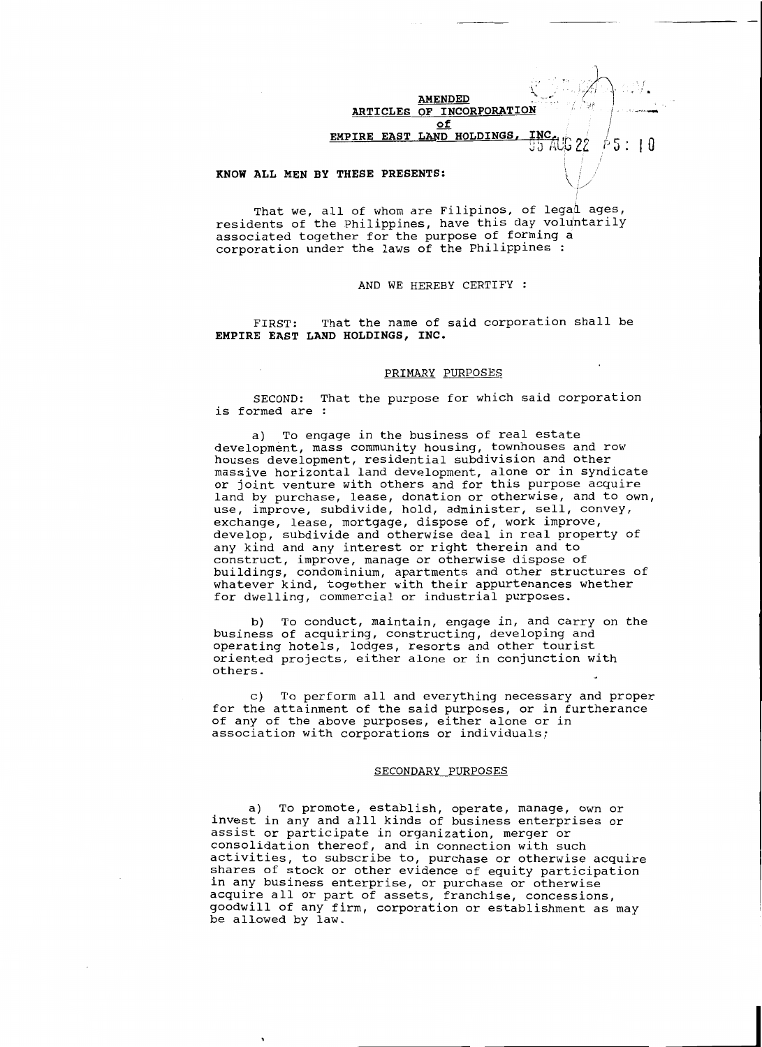**AMENDED**
**ARTICLES OF INCORPORATION**
**of**
**EMPIRE EAST LAND HOLDINGS, INC.**

**KNOW ALL MEN BY THESE PRESENTS:**

That we, all of whom are Filipinos, of legal ages, residents of the Philippines, have this day voluntarily associated together for the purpose of forming a corporation under the laws of the Philippines :

AND WE HEREBY CERTIFY :

FIRST: That the name of said corporation shall be **EMPIRE EAST LAND HOLDINGS, INC.**

PRIMARY PURPOSES

SECOND: That the purpose for which said corporation is formed are :

a) To engage in the business of real estate development, mass community housing, townhouses and row houses development, residential subdivision and other massive horizontal land development, alone or in syndicate or joint venture with others and for this purpose acquire land by purchase, lease, donation or otherwise, and to own, use, improve, subdivide, hold, administer, sell, convey, exchange, lease, mortgage, dispose of, work improve, develop, subdivide and otherwise deal in real property of any kind and any interest or right therein and to construct, improve, manage or otherwise dispose of buildings, condominium, apartments and other structures of whatever kind, together with their appurtenances whether for dwelling, commercial or industrial purposes.

b) To conduct, maintain, engage in, and carry on the business of acquiring, constructing, developing and operating hotels, lodges, resorts and other tourist oriented projects, either alone or in conjunction with others.

c) To perform all and everything necessary and proper for the attainment of the said purposes, or in furtherance of any of the above purposes, either alone or in association with corporations or individuals;

SECONDARY PURPOSES

a) To promote, establish, operate, manage, own or invest in any and alll kinds of business enterprises or assist or participate in organization, merger or consolidation thereof, and in connection with such activities, to subscribe to, purchase or otherwise acquire shares of stock or other evidence of equity participation in any business enterprise, or purchase or otherwise acquire all or part of assets, franchise, concessions, goodwill of any firm, corporation or establishment as may be allowed by law.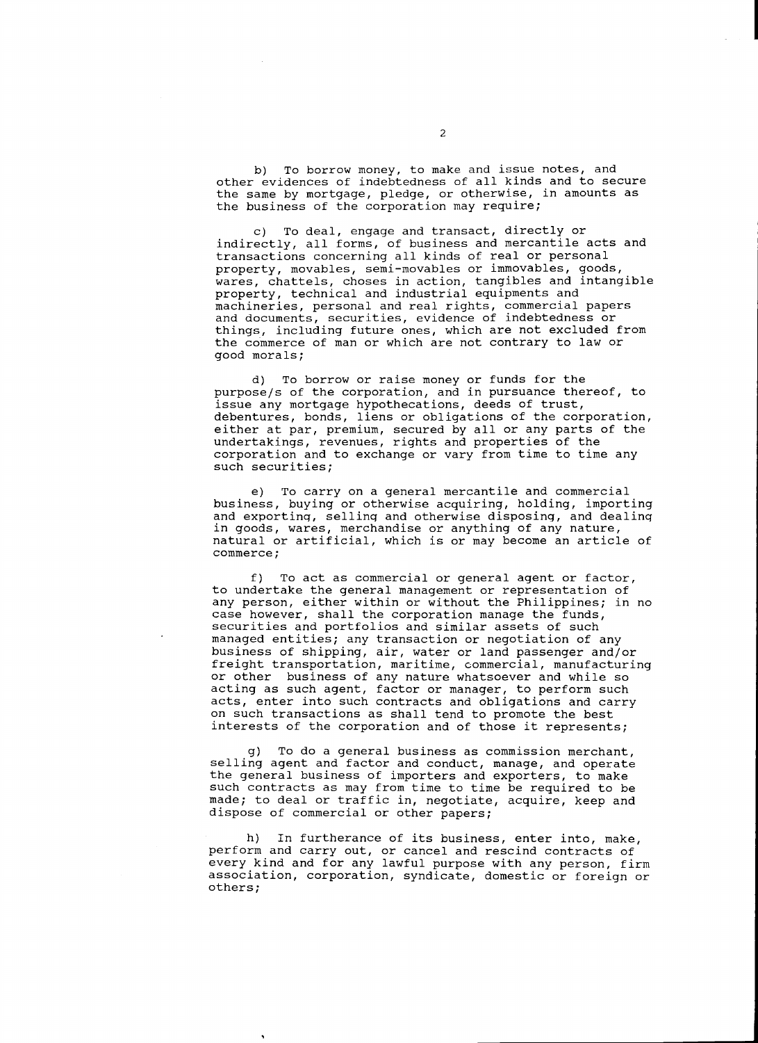b) To borrow money, to make and issue notes, and other evidences of indebtedness of all kinds and to secure the same by mortgage, pledge, or otherwise, in amounts as the business of the corporation may require;

c) To deal, engage and transact, directly or indirectly, all forms, of business and mercantile acts and transactions concerning all kinds of real or personal property, movables, semi-movables or immovables, goods, wares, chattels, choses in action, tangibles and intangible property, technical and industrial equipments and machineries, personal and real rights, commercial papers and documents, securities, evidence of indebtedness or things, including future ones, which are not excluded from the commerce of man or which are not contrary to law or good morals;

d) To borrow or raise money or funds for the purpose/s of the corporation, and in pursuance thereof, to issue any mortgage hypothecations, deeds of trust, debentures, bonds, liens or obligations of the corporation, either at par, premium, secured by all or any parts of the undertakings, revenues, rights and properties of the corporation and to exchange or vary from time to time any such securities;

e) To carry on a general mercantile and commercial business, buying or otherwise acquiring, holding, importing and exporting, selling and otherwise disposing, and dealing in goods, wares, merchandise or anything of any nature, natural or artificial, which is or may become an article of commerce;

f) To act as commercial or general agent or factor, to undertake the general management or representation of any person, either within or without the Philippines; in no case however, shall the corporation manage the funds, securities and portfolios and similar assets of such managed entities; any transaction or negotiation of any business of shipping, air, water or land passenger and/or freight transportation, maritime, commercial, manufacturing or other business of any nature whatsoever and while so acting as such agent, factor or manager, to perform such acts, enter into such contracts and obligations and carry on such transactions as shall tend to promote the best interests of the corporation and of those it represents;

g) To do a general business as commission merchant, selling agent and factor and conduct, manage, and operate the general business of importers and exporters, to make such contracts as may from time to time be required to be made; to deal or traffic in, negotiate, acquire, keep and dispose of commercial or other papers;

h) In furtherance of its business, enter into, make, perform and carry out, or cancel and rescind contracts of every kind and for any lawful purpose with any person, firm association, corporation, syndicate, domestic or foreign or others;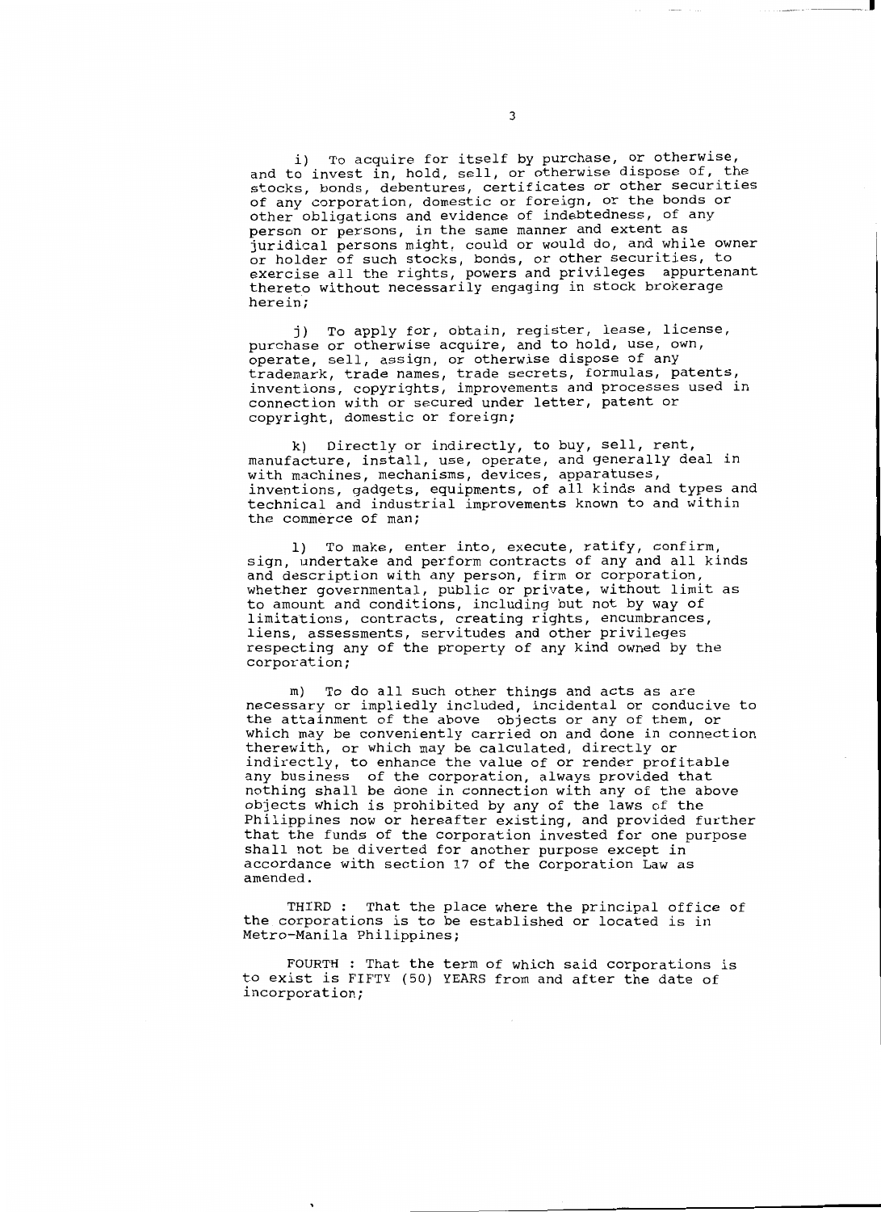i) To acquire for itself by purchase, or otherwise, and to invest in, hold, sell, or otherwise dispose of, the stocks, bonds, debentures, certificates or other securities of any corporation, domestic or foreign, or the bonds or other obligations and evidence of indebtedness, of any person or persons, in the same manner and extent as juridical persons might, could or would do, and while owner or holder of such stocks, bonds, or other securities, to exercise all the rights, powers and privileges appurtenant thereto without necessarily engaging in stock brokerage herein;

j) To apply for, obtain, register, lease, license, purchase or otherwise acquire, and to hold, use, own, operate, sell, assign, or otherwise dispose of any trademark, trade names, trade secrets, formulas, patents, inventions, copyrights, improvements and processes used in connection with or secured under letter, patent or copyright, domestic or foreign;

k) Directly or indirectly, to buy, sell, rent, manufacture, install, use, operate, and generally deal in with machines, mechanisms, devices, apparatuses, inventions, gadgets, equipments, of all kinds and types and technical and industrial improvements known to and within the commerce of man;

l) To make, enter into, execute, ratify, confirm, sign, undertake and perform contracts of any and all kinds and description with any person, firm or corporation, whether governmental, public or private, without limit as to amount and conditions, including but not by way of limitations, contracts, creating rights, encumbrances, liens, assessments, servitudes and other privileges respecting any of the property of any kind owned by the corporation;

m) To do all such other things and acts as are necessary or impliedly included, incidental or conducive to the attainment of the above objects or any of them, or which may be conveniently carried on and done in connection therewith, or which may be calculated, directly or indirectly, to enhance the value of or render profitable any business of the corporation, always provided that nothing shall be done in connection with any of the above objects which is prohibited by any of the laws of the Philippines now or hereafter existing, and provided further that the funds of the corporation invested for one purpose shall not be diverted for another purpose except in accordance with section 17 of the Corporation Law as amended.

THIRD : That the place where the principal office of the corporations is to be established or located is in Metro-Manila Philippines;

FOURTH : That the term of which said corporations is to exist is FIFTY (50) YEARS from and after the date of incorporation;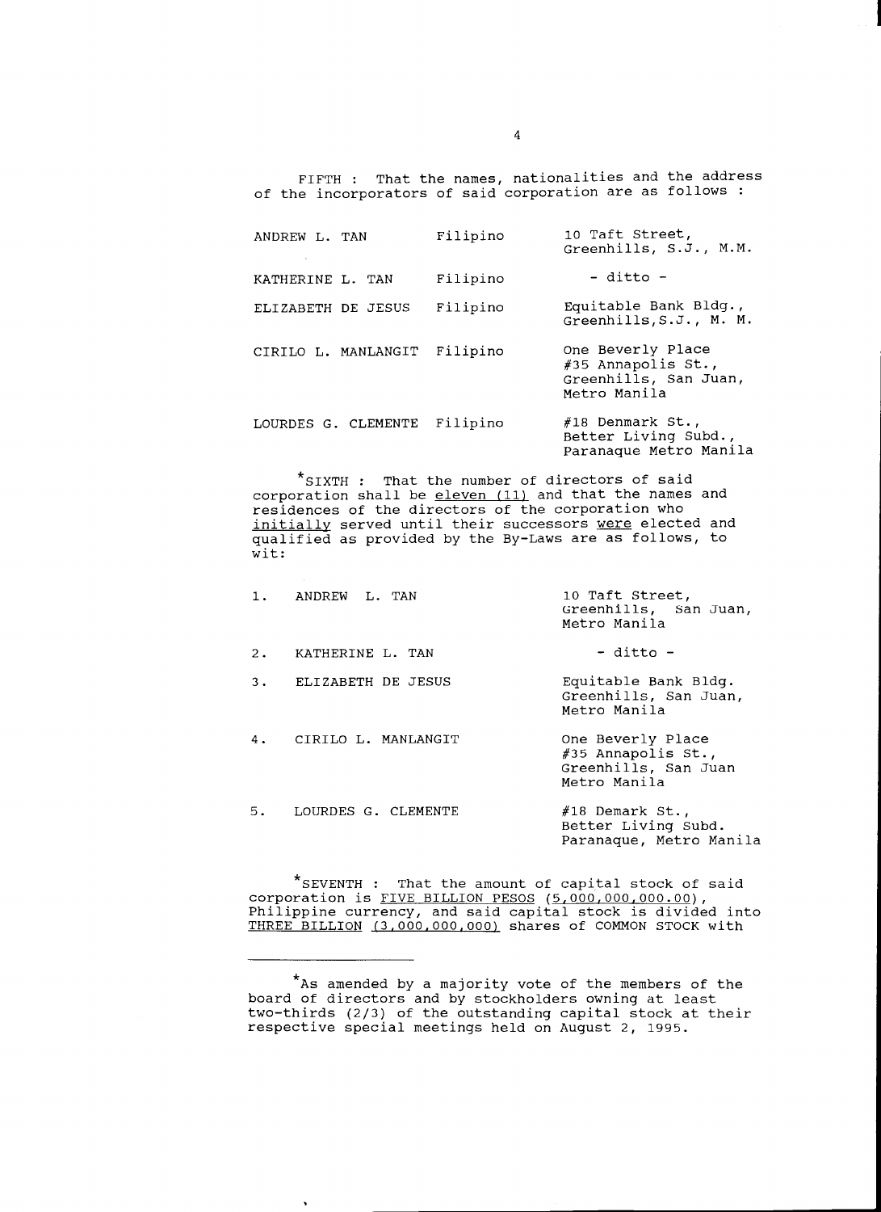FIFTH : That the names, nationalities and the address of the incorporators of said corporation are as follows :

| | | |
|---|---|---|
| ANDREW L. TAN | Filipino | 10 Taft Street, Greenhills, S.J., M.M. |
| KATHERINE L. TAN | Filipino | - ditto - |
| ELIZABETH DE JESUS | Filipino | Equitable Bank Bldg., Greenhills,S.J., M. M. |
| CIRILO L. MANLANGIT | Filipino | One Beverly Place #35 Annapolis St., Greenhills, San Juan, Metro Manila |
| LOURDES G. CLEMENTE | Filipino | #18 Denmark St., Better Living Subd., Paranaque Metro Manila |

*SIXTH : That the number of directors of said corporation shall be <u>eleven (11)</u> and that the names and residences of the directors of the corporation who <u>initially</u> served until their successors <u>were</u> elected and qualified as provided by the By-Laws are as follows, to wit:

| | |
|---|---|
| 1. ANDREW L. TAN | 10 Taft Street, Greenhills, San Juan, Metro Manila |
| 2. KATHERINE L. TAN | - ditto - |
| 3. ELIZABETH DE JESUS | Equitable Bank Bldg. Greenhills, San Juan, Metro Manila |
| 4. CIRILO L. MANLANGIT | One Beverly Place #35 Annapolis St., Greenhills, San Juan Metro Manila |
| 5. LOURDES G. CLEMENTE | #18 Demark St., Better Living Subd. Paranaque, Metro Manila |

*SEVENTH : That the amount of capital stock of said corporation is <u>FIVE BILLION PESOS (5,000,000,000.00)</u>, Philippine currency, and said capital stock is divided into <u>THREE BILLION (3,000,000,000)</u> shares of COMMON STOCK with

---

*As amended by a majority vote of the members of the board of directors and by stockholders owning at least two-thirds (2/3) of the outstanding capital stock at their respective special meetings held on August 2, 1995.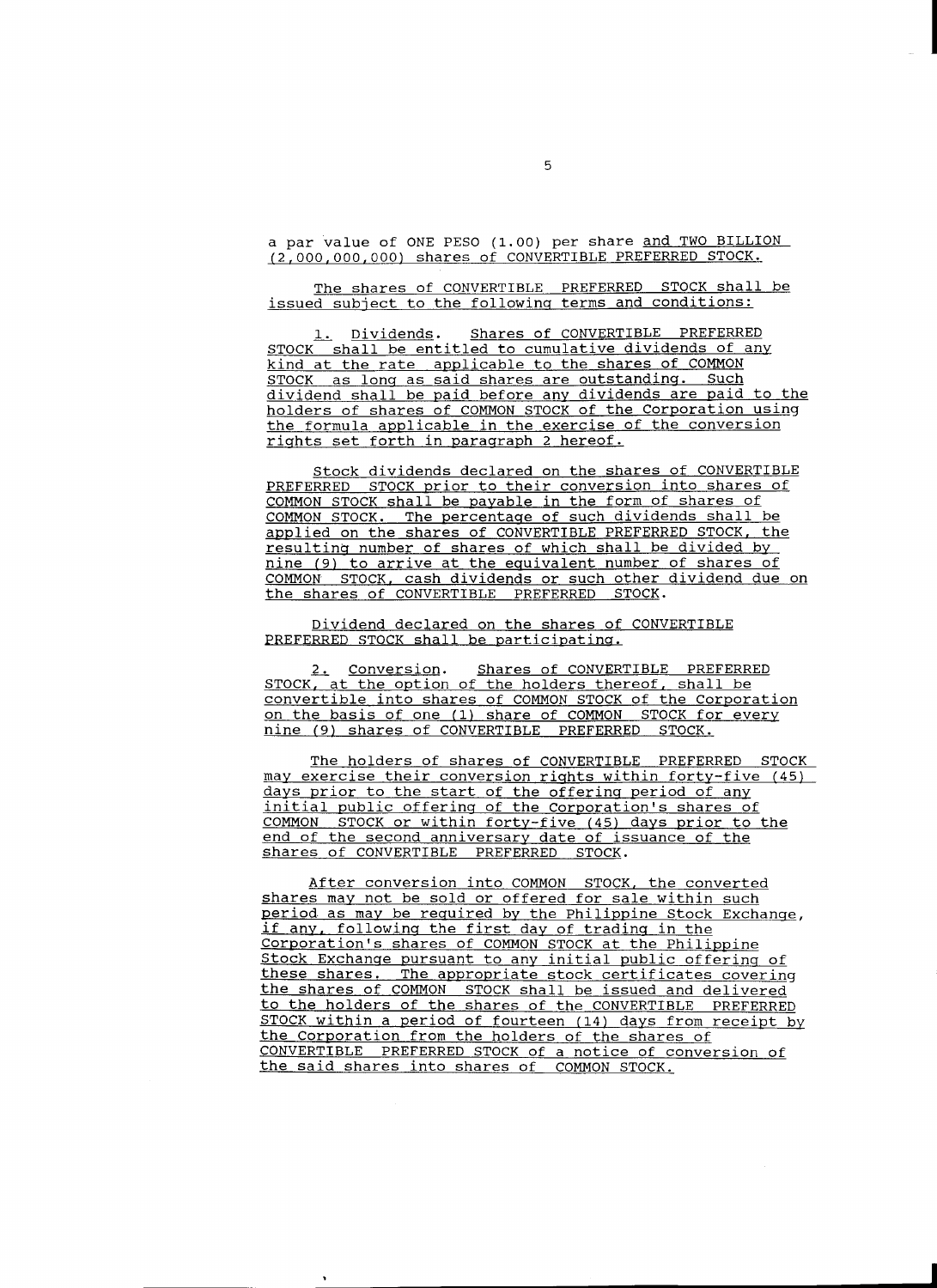a par value of ONE PESO (1.00) per share and TWO BILLION (2,000,000,000) shares of CONVERTIBLE PREFERRED STOCK.

The shares of CONVERTIBLE PREFERRED STOCK shall be issued subject to the following terms and conditions:

1. Dividends. Shares of CONVERTIBLE PREFERRED STOCK shall be entitled to cumulative dividends of any kind at the rate applicable to the shares of COMMON STOCK as long as said shares are outstanding. Such dividend shall be paid before any dividends are paid to the holders of shares of COMMON STOCK of the Corporation using the formula applicable in the exercise of the conversion rights set forth in paragraph 2 hereof.

Stock dividends declared on the shares of CONVERTIBLE PREFERRED STOCK prior to their conversion into shares of COMMON STOCK shall be payable in the form of shares of COMMON STOCK. The percentage of such dividends shall be applied on the shares of CONVERTIBLE PREFERRED STOCK, the resulting number of shares of which shall be divided by nine (9) to arrive at the equivalent number of shares of COMMON STOCK, cash dividends or such other dividend due on the shares of CONVERTIBLE PREFERRED STOCK.

Dividend declared on the shares of CONVERTIBLE PREFERRED STOCK shall be participating.

2. Conversion. Shares of CONVERTIBLE PREFERRED STOCK, at the option of the holders thereof, shall be convertible into shares of COMMON STOCK of the Corporation on the basis of one (1) share of COMMON STOCK for every nine (9) shares of CONVERTIBLE PREFERRED STOCK.

The holders of shares of CONVERTIBLE PREFERRED STOCK may exercise their conversion rights within forty-five (45) days prior to the start of the offering period of any initial public offering of the Corporation's shares of COMMON STOCK or within forty-five (45) days prior to the end of the second anniversary date of issuance of the shares of CONVERTIBLE PREFERRED STOCK.

After conversion into COMMON STOCK, the converted shares may not be sold or offered for sale within such period as may be required by the Philippine Stock Exchange, if any, following the first day of trading in the Corporation's shares of COMMON STOCK at the Philippine Stock Exchange pursuant to any initial public offering of these shares. The appropriate stock certificates covering the shares of COMMON STOCK shall be issued and delivered to the holders of the shares of the CONVERTIBLE PREFERRED STOCK within a period of fourteen (14) days from receipt by the Corporation from the holders of the shares of CONVERTIBLE PREFERRED STOCK of a notice of conversion of the said shares into shares of COMMON STOCK.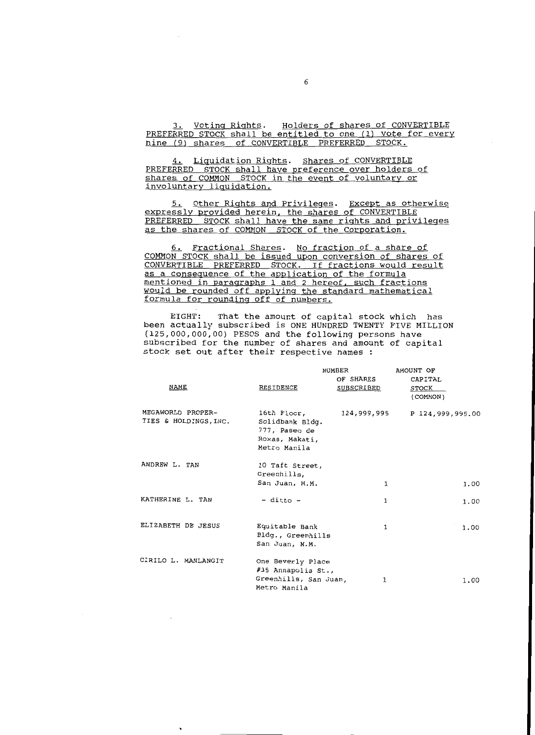3. Voting Rights. Holders of shares of CONVERTIBLE PREFERRED STOCK shall be entitled to one (1) vote for every nine (9) shares of CONVERTIBLE PREFERRED STOCK.

4. Liquidation Rights. Shares of CONVERTIBLE PREFERRED STOCK shall have preference over holders of shares of COMMON STOCK in the event of voluntary or involuntary liquidation.

5. Other Rights and Privileges. Except as otherwise expressly provided herein, the shares of CONVERTIBLE PREFERRED STOCK shall have the same rights and privileges as the shares of COMMON STOCK of the Corporation.

6. Fractional Shares. No fraction of a share of COMMON STOCK shall be issued upon conversion of shares of CONVERTIBLE PREFERRED STOCK. If fractions would result as a consequence of the application of the formula mentioned in paragraphs 1 and 2 hereof, such fractions would be rounded off applying the standard mathematical formula for rounding off of numbers.

EIGHT: That the amount of capital stock which has been actually subscribed is ONE HUNDRED TWENTY FIVE MILLION (125,000,000,00) PESOS and the following persons have subscribed for the number of shares and amount of capital stock set out after their respective names :

| NAME | RESIDENCE | NUMBER OF SHARES SUBSCRIBED | AMOUNT OF CAPITAL STOCK (COMMON) |
|---|---|---|---|
| MEGAWORLD PROPERTIES & HOLDINGS, INC. | 16th Floor, Solidbank Bldg. 777, Paseo de Roxas, Makati, Metro Manila | 124,999,995 | P 124,999,995.00 |
| ANDREW L. TAN | 10 Taft Street, Greenhills, San Juan, M.M. | 1 | 1.00 |
| KATHERINE L. TAN | - ditto - | 1 | 1.00 |
| ELIZABETH DE JESUS | Equitable Bank Bldg., Greenhills San Juan, M.M. | 1 | 1.00 |
| CIRILO L. MANLANGIT | One Beverly Place #35 Annapolis St., Greenhills, San Juan, Metro Manila | 1 | 1.00 |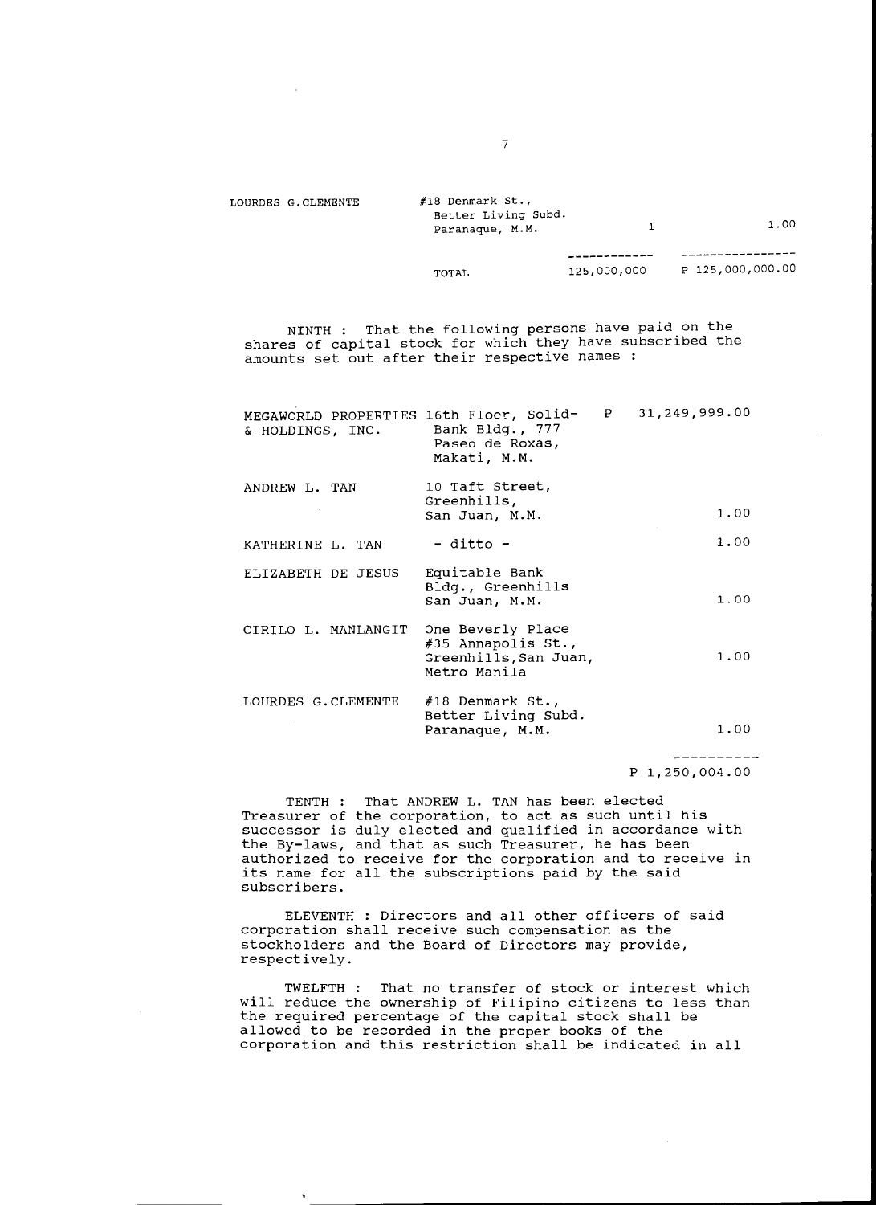| | | | |
|---|---|---|---|
| LOURDES G.CLEMENTE | #18 Denmark St., Better Living Subd. Paranaque, M.M. | 1 | 1.00 |
| | | ------------ | ---------------- |
| | TOTAL | 125,000,000 | P 125,000,000.00 |

NINTH : That the following persons have paid on the shares of capital stock for which they have subscribed the amounts set out after their respective names :

| | | |
|---|---|---|
| MEGAWORLD PROPERTIES & HOLDINGS, INC. | 16th Floor, Solid-Bank Bldg., 777 Paseo de Roxas, Makati, M.M. | P 31,249,999.00 |
| ANDREW L. TAN | 10 Taft Street, Greenhills, San Juan, M.M. | 1.00 |
| KATHERINE L. TAN | - ditto - | 1.00 |
| ELIZABETH DE JESUS | Equitable Bank Bldg., Greenhills San Juan, M.M. | 1.00 |
| CIRILO L. MANLANGIT | One Beverly Place #35 Annapolis St., Greenhills, San Juan, Metro Manila | 1.00 |
| LOURDES G.CLEMENTE | #18 Denmark St., Better Living Subd. Paranaque, M.M. | 1.00 |
| | | ---------- |
| | | P 1,250,004.00 |

TENTH : That ANDREW L. TAN has been elected Treasurer of the corporation, to act as such until his successor is duly elected and qualified in accordance with the By-laws, and that as such Treasurer, he has been authorized to receive for the corporation and to receive in its name for all the subscriptions paid by the said subscribers.

ELEVENTH : Directors and all other officers of said corporation shall receive such compensation as the stockholders and the Board of Directors may provide, respectively.

TWELFTH : That no transfer of stock or interest which will reduce the ownership of Filipino citizens to less than the required percentage of the capital stock shall be allowed to be recorded in the proper books of the corporation and this restriction shall be indicated in all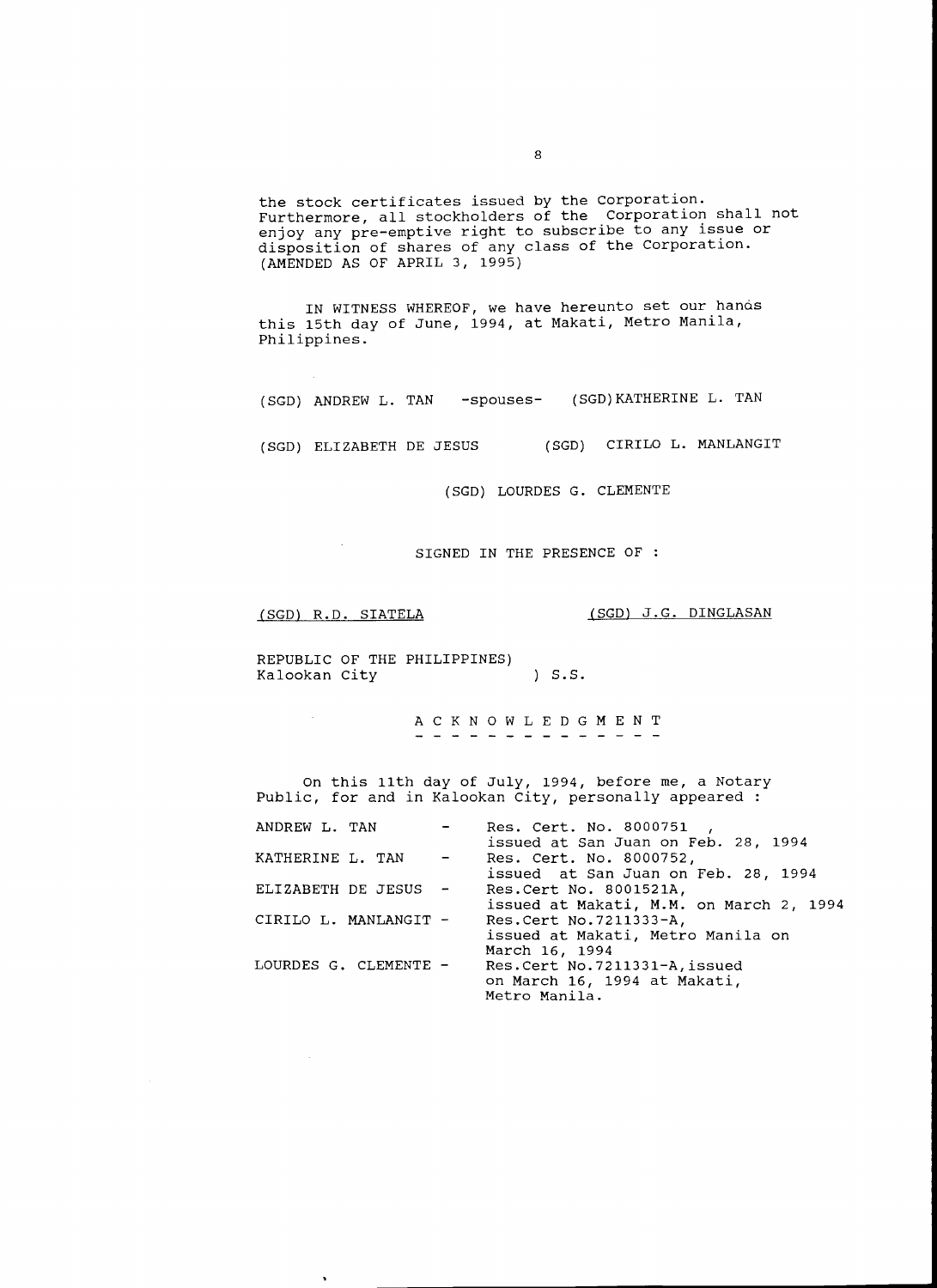the stock certificates issued by the Corporation. Furthermore, all stockholders of the Corporation shall not enjoy any pre-emptive right to subscribe to any issue or disposition of shares of any class of the Corporation. (AMENDED AS OF APRIL 3, 1995)

IN WITNESS WHEREOF, we have hereunto set our hands this 15th day of June, 1994, at Makati, Metro Manila, Philippines.

(SGD) ANDREW L. TAN -spouses- (SGD)KATHERINE L. TAN

(SGD) ELIZABETH DE JESUS (SGD) CIRILO L. MANLANGIT

(SGD) LOURDES G. CLEMENTE

SIGNED IN THE PRESENCE OF :

(SGD) R.D. SIATELA (SGD) J.G. DINGLASAN

REPUBLIC OF THE PHILIPPINES)
Kalookan City ) S.S.

A C K N O W L E D G M E N T

On this 11th day of July, 1994, before me, a Notary Public, for and in Kalookan City, personally appeared :

| | | |
|---|---|---|
| ANDREW L. TAN | - | Res. Cert. No. 8000751 , issued at San Juan on Feb. 28, 1994 |
| KATHERINE L. TAN | - | Res. Cert. No. 8000752, issued at San Juan on Feb. 28, 1994 |
| ELIZABETH DE JESUS | - | Res.Cert No. 8001521A, issued at Makati, M.M. on March 2, 1994 |
| CIRILO L. MANLANGIT | - | Res.Cert No.7211333-A, issued at Makati, Metro Manila on March 16, 1994 |
| LOURDES G. CLEMENTE | - | Res.Cert No.7211331-A,issued on March 16, 1994 at Makati, Metro Manila. |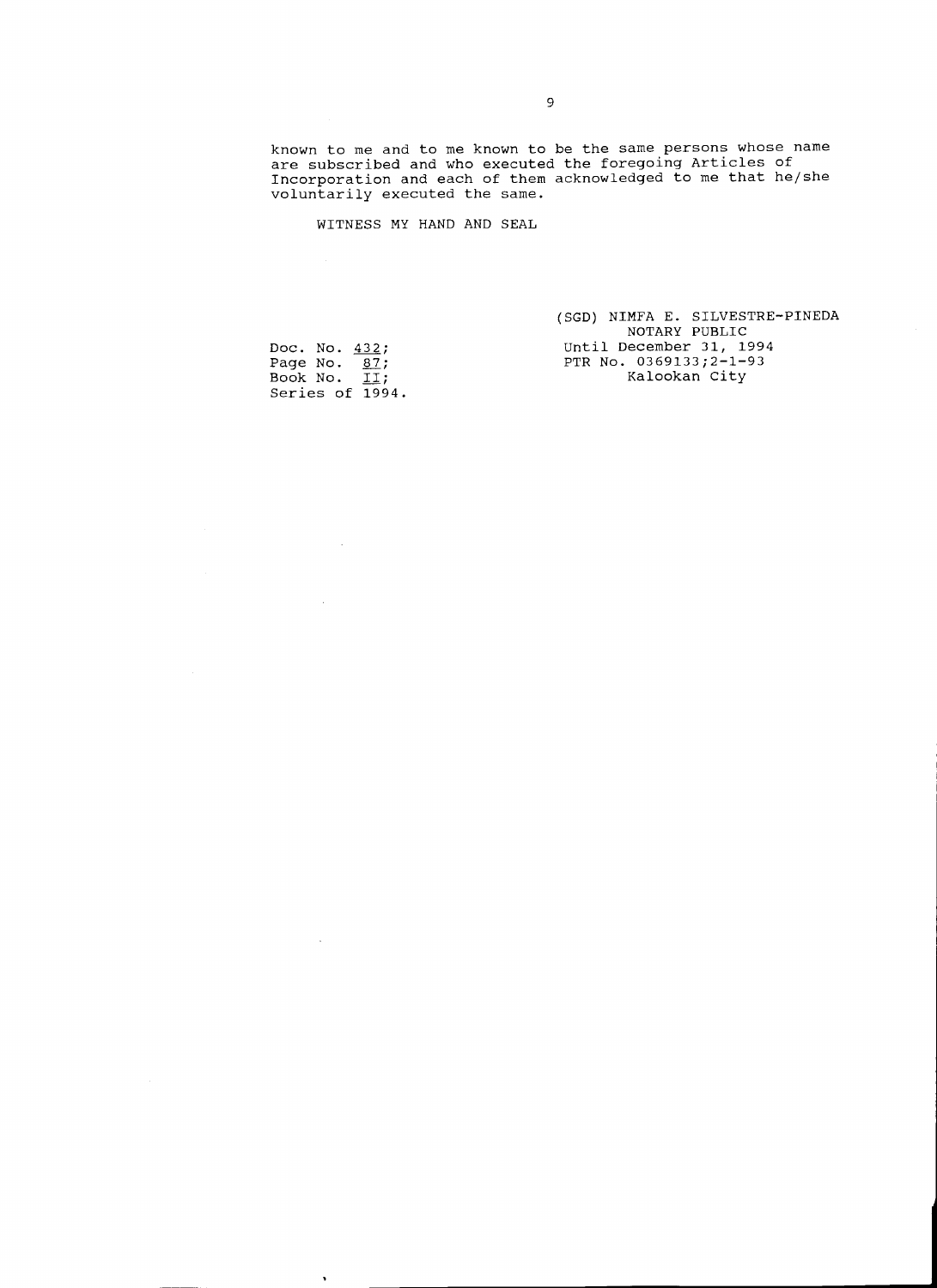known to me and to me known to be the same persons whose name are subscribed and who executed the foregoing Articles of Incorporation and each of them acknowledged to me that he/she voluntarily executed the same.

WITNESS MY HAND AND SEAL

(SGD) NIMFA E. SILVESTRE-PINEDA
NOTARY PUBLIC
Until December 31, 1994
PTR No. 0369133;2-1-93
Kalookan City

Doc. No. 432;
Page No. 87;
Book No. II;
Series of 1994.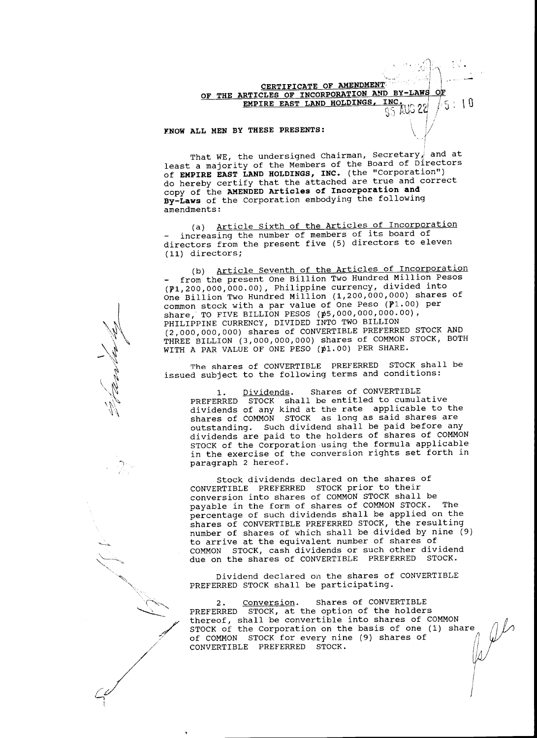**CERTIFICATE OF AMENDMENT**
**OF THE ARTICLES OF INCORPORATION AND BY-LAWS OF**
**EMPIRE EAST LAND HOLDINGS, INC.**

95 AUG 22 5:10

**KNOW ALL MEN BY THESE PRESENTS:**

That WE, the undersigned Chairman, Secretary, and at least a majority of the Members of the Board of Directors of **EMPIRE EAST LAND HOLDINGS, INC.** (the "Corporation") do hereby certify that the attached are true and correct copy of the **AMENDED Articles of Incorporation and By-Laws** of the Corporation embodying the following amendments:

(a) Article Sixth of the Articles of Incorporation - increasing the number of members of its board of directors from the present five (5) directors to eleven (11) directors;

(b) Article Seventh of the Articles of Incorporation - from the present One Billion Two Hundred Million Pesos (₱1,200,000,000.00), Philippine currency, divided into One Billion Two Hundred Million (1,200,000,000) shares of common stock with a par value of One Peso (₱1.00) per share, TO FIVE BILLION PESOS (₱5,000,000,000.00), PHILIPPINE CURRENCY, DIVIDED INTO TWO BILLION (2,000,000,000) shares of CONVERTIBLE PREFERRED STOCK AND THREE BILLION (3,000,000,000) shares of COMMON STOCK, BOTH WITH A PAR VALUE OF ONE PESO (₱1.00) PER SHARE.

The shares of CONVERTIBLE PREFERRED STOCK shall be issued subject to the following terms and conditions:

1. Dividends. Shares of CONVERTIBLE PREFERRED STOCK shall be entitled to cumulative dividends of any kind at the rate applicable to the shares of COMMON STOCK as long as said shares are outstanding. Such dividend shall be paid before any dividends are paid to the holders of shares of COMMON STOCK of the Corporation using the formula applicable in the exercise of the conversion rights set forth in paragraph 2 hereof.

Stock dividends declared on the shares of CONVERTIBLE PREFERRED STOCK prior to their conversion into shares of COMMON STOCK shall be payable in the form of shares of COMMON STOCK. The percentage of such dividends shall be applied on the shares of CONVERTIBLE PREFERRED STOCK, the resulting number of shares of which shall be divided by nine (9) to arrive at the equivalent number of shares of COMMON STOCK, cash dividends or such other dividend due on the shares of CONVERTIBLE PREFERRED STOCK.

Dividend declared on the shares of CONVERTIBLE PREFERRED STOCK shall be participating.

2. Conversion. Shares of CONVERTIBLE PREFERRED STOCK, at the option of the holders thereof, shall be convertible into shares of COMMON STOCK of the Corporation on the basis of one (1) share of COMMON STOCK for every nine (9) shares of CONVERTIBLE PREFERRED STOCK.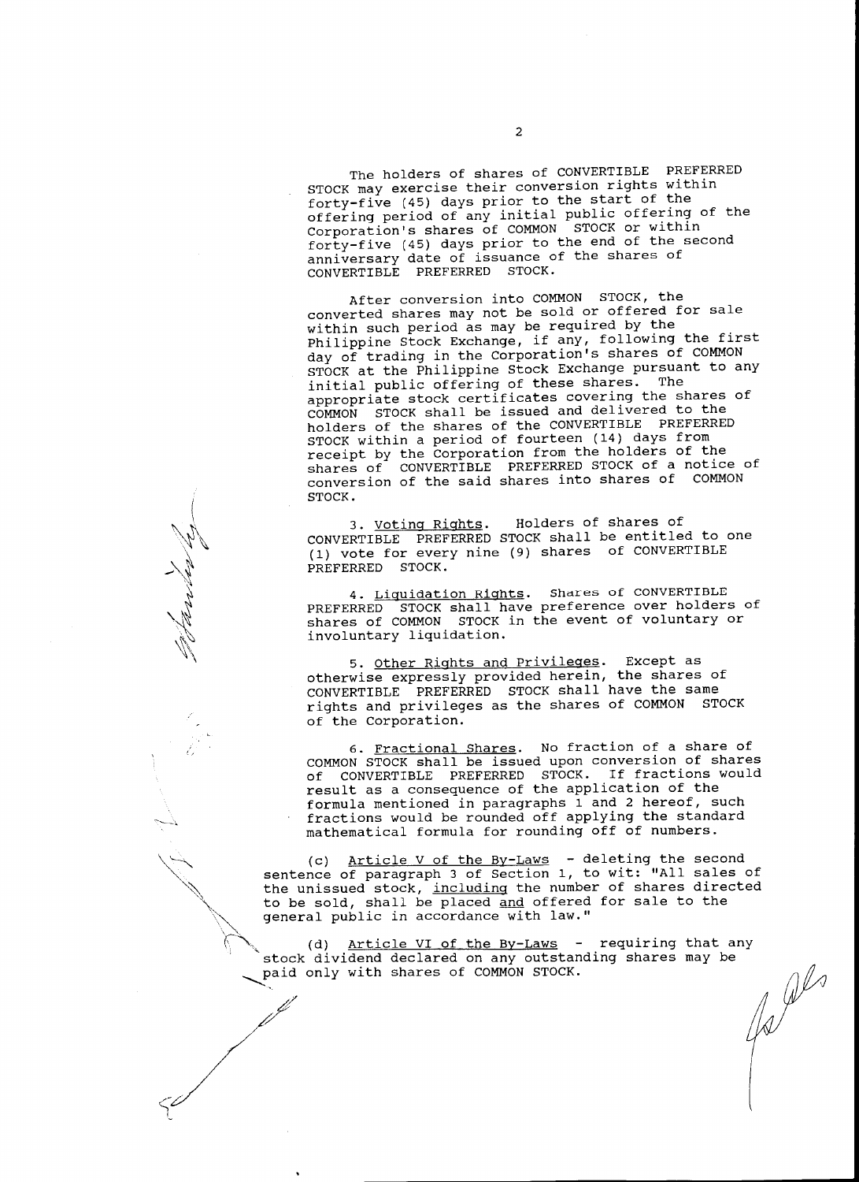The holders of shares of CONVERTIBLE PREFERRED STOCK may exercise their conversion rights within forty-five (45) days prior to the start of the offering period of any initial public offering of the Corporation's shares of COMMON STOCK or within forty-five (45) days prior to the end of the second anniversary date of issuance of the shares of CONVERTIBLE PREFERRED STOCK.

After conversion into COMMON STOCK, the converted shares may not be sold or offered for sale within such period as may be required by the Philippine Stock Exchange, if any, following the first day of trading in the Corporation's shares of COMMON STOCK at the Philippine Stock Exchange pursuant to any initial public offering of these shares. The appropriate stock certificates covering the shares of COMMON STOCK shall be issued and delivered to the holders of the shares of the CONVERTIBLE PREFERRED STOCK within a period of fourteen (14) days from receipt by the Corporation from the holders of the shares of CONVERTIBLE PREFERRED STOCK of a notice of conversion of the said shares into shares of COMMON STOCK.

3. <u>Voting Rights</u>. Holders of shares of CONVERTIBLE PREFERRED STOCK shall be entitled to one (1) vote for every nine (9) shares of CONVERTIBLE PREFERRED STOCK.

4. <u>Liquidation Rights</u>. Shares of CONVERTIBLE PREFERRED STOCK shall have preference over holders of shares of COMMON STOCK in the event of voluntary or involuntary liquidation.

5. <u>Other Rights and Privileges</u>. Except as otherwise expressly provided herein, the shares of CONVERTIBLE PREFERRED STOCK shall have the same rights and privileges as the shares of COMMON STOCK of the Corporation.

6. <u>Fractional Shares</u>. No fraction of a share of COMMON STOCK shall be issued upon conversion of shares of CONVERTIBLE PREFERRED STOCK. If fractions would result as a consequence of the application of the formula mentioned in paragraphs 1 and 2 hereof, such fractions would be rounded off applying the standard mathematical formula for rounding off of numbers.

(c) <u>Article V of the By-Laws</u> - deleting the second sentence of paragraph 3 of Section 1, to wit: "All sales of the unissued stock, <u>including</u> the number of shares directed to be sold, shall be placed <u>and</u> offered for sale to the general public in accordance with law."

(d) <u>Article VI of the By-Laws</u> - requiring that any stock dividend declared on any outstanding shares may be paid only with shares of COMMON STOCK.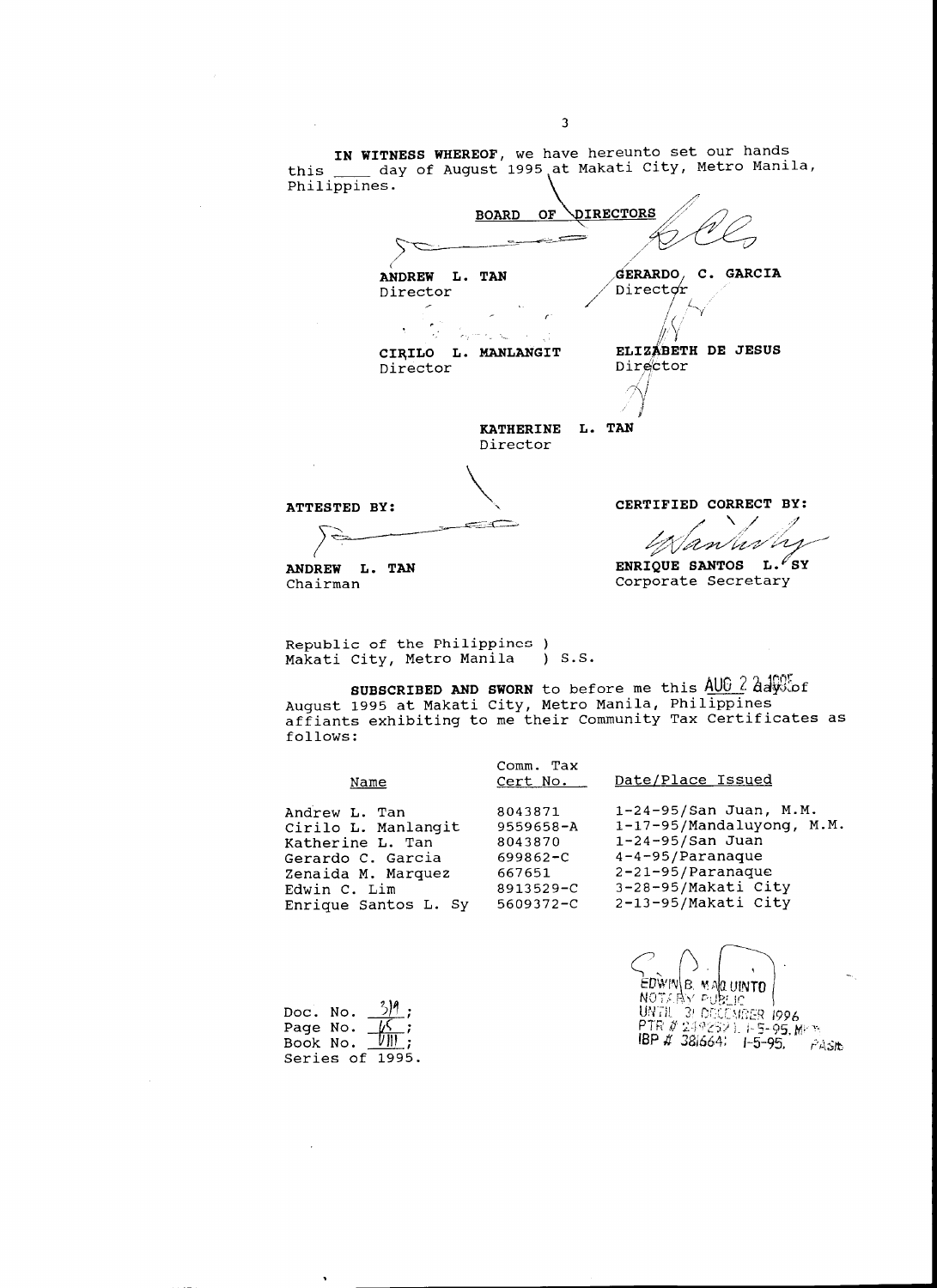**IN WITNESS WHEREOF**, we have hereunto set our hands this ____ day of August 1995 at Makati City, Metro Manila, Philippines.

**BOARD OF DIRECTORS**

| | |
|---|---|
| **ANDREW L. TAN** | **GERARDO C. GARCIA** |
| Director | Director |
| **CIRILO L. MANLANGIT** | **ELIZABETH DE JESUS** |
| Director | Director |

**KATHERINE L. TAN**
Director

| | |
|---|---|
| **ATTESTED BY:** | **CERTIFIED CORRECT BY:** |
| **ANDREW L. TAN** | **ENRIQUE SANTOS L. SY** |
| Chairman | Corporate Secretary |

Republic of the Philippines )
Makati City, Metro Manila ) S.S.

**SUBSCRIBED AND SWORN** to before me this AUG 2 2 1995 day of August 1995 at Makati City, Metro Manila, Philippines affiants exhibiting to me their Community Tax Certificates as follows:

| Name | Comm. Tax Cert No. | Date/Place Issued |
|---|---|---|
| Andrew L. Tan | 8043871 | 1-24-95/San Juan, M.M. |
| Cirilo L. Manlangit | 9559658-A | 1-17-95/Mandaluyong, M.M. |
| Katherine L. Tan | 8043870 | 1-24-95/San Juan |
| Gerardo C. Garcia | 699862-C | 4-4-95/Paranaque |
| Zenaida M. Marquez | 667651 | 2-21-95/Paranaque |
| Edwin C. Lim | 8913529-C | 3-28-95/Makati City |
| Enrique Santos L. Sy | 5609372-C | 2-13-95/Makati City |

EDWIN B. MAQUINTO
NOTARY PUBLIC
UNTIL 31 DECEMBER 1996
PTR # 249252 1-5-95, M
IBP # 381664 1-5-95. PASIG

Doc. No. 319;
Page No. 65;
Book No. VIII;
Series of 1995.